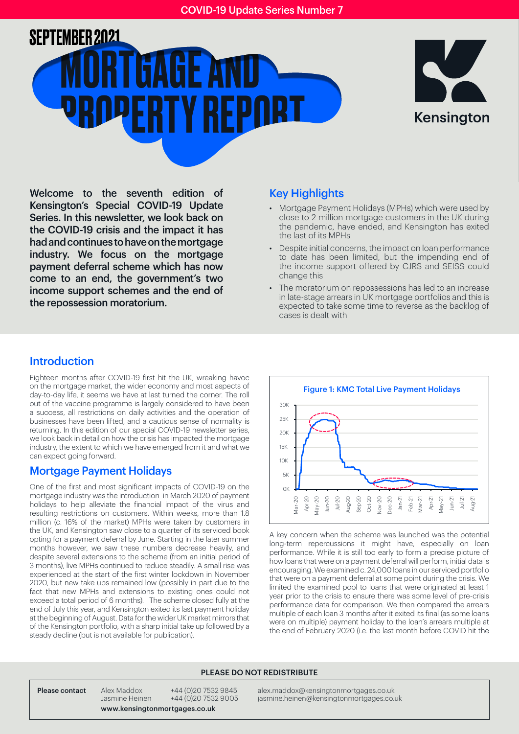COVID-19 Update Series Number 7

# SEPTEMBER 2021 MORTGAGE AND PROPERTY REPORT

Kensington

**Welcome to the seventh edition of Kensington's Special COVID-19 Update Series. In this newsletter, we look back on the COVID-19 crisis and the impact it has had and continues to have on the mortgage industry. We focus on the mortgage payment deferral scheme which has now come to an end, the government's two income support schemes and the end of the repossession moratorium.**

## Key Highlights

- Mortgage Payment Holidays (MPHs) which were used by close to 2 million mortgage customers in the UK during the pandemic, have ended, and Kensington has exited the last of its MPHs
- Despite initial concerns, the impact on loan performance to date has been limited, but the impending end of the income support offered by CJRS and SEISS could change this
- The moratorium on repossessions has led to an increase in late-stage arrears in UK mortgage portfolios and this is expected to take some time to reverse as the backlog of cases is dealt with

## Introduction

Eighteen months after COVID-19 first hit the UK, wreaking havoc on the mortgage market, the wider economy and most aspects of day-to-day life, it seems we have at last turned the corner. The roll out of the vaccine programme is largely considered to have been a success, all restrictions on daily activities and the operation of businesses have been lifted, and a cautious sense of normality is returning. In this edition of our special COVID-19 newsletter series, we look back in detail on how the crisis has impacted the mortgage industry, the extent to which we have emerged from it and what we can expect going forward.

## Mortgage Payment Holidays

One of the first and most significant impacts of COVID-19 on the mortgage industry was the introduction in March 2020 of payment holidays to help alleviate the financial impact of the virus and resulting restrictions on customers. Within weeks, more than 1.8 million (c. 16% of the market) MPHs were taken by customers in the UK, and Kensington saw close to a quarter of its serviced book opting for a payment deferral by June. Starting in the later summer months however, we saw these numbers decrease heavily, and despite several extensions to the scheme (from an initial period of 3 months), live MPHs continued to reduce steadily. A small rise was experienced at the start of the first winter lockdown in November 2020, but new take ups remained low (possibly in part due to the fact that new MPHs and extensions to existing ones could not exceed a total period of 6 months). The scheme closed fully at the end of July this year, and Kensington exited its last payment holiday at the beginning of August. Data for the wider UK market mirrors that of the Kensington portfolio, with a sharp initial take up followed by a steady decline (but is not available for publication).

**Figure 1: KMC Total Live Payment Holidays**

A key concern when the scheme was launched was the potential long-term repercussions it might have, especially on loan performance. While it is still too early to form a precise picture of how loans that were on a payment deferral will perform, initial data is encouraging. We examined c. 24,000 loans in our serviced portfolio that were on a payment deferral at some point during the crisis. We limited the examined pool to loans that were originated at least 1 year prior to the crisis to ensure there was some level of pre-crisis performance data for comparison. We then compared the arrears multiple of each loan 3 months after it exited its final (as some loans were on multiple) payment holiday to the loan's arrears multiple at the end of February 2020 (i.e. the last month before COVID hit the

PLEASE DO NOT REDISTRIBUTE

| Please contact | Alex Maddox | +44 (0)20 7532 9845 | alex.maddox@kensingtonmortgages.co.uk |
|---|---|---|---|
| | Jasmine Heinen | +44 (0)20 7532 9005 | jasmine.heinen@kensingtonmortgages.co.uk |

www.kensingtonmortgages.co.uk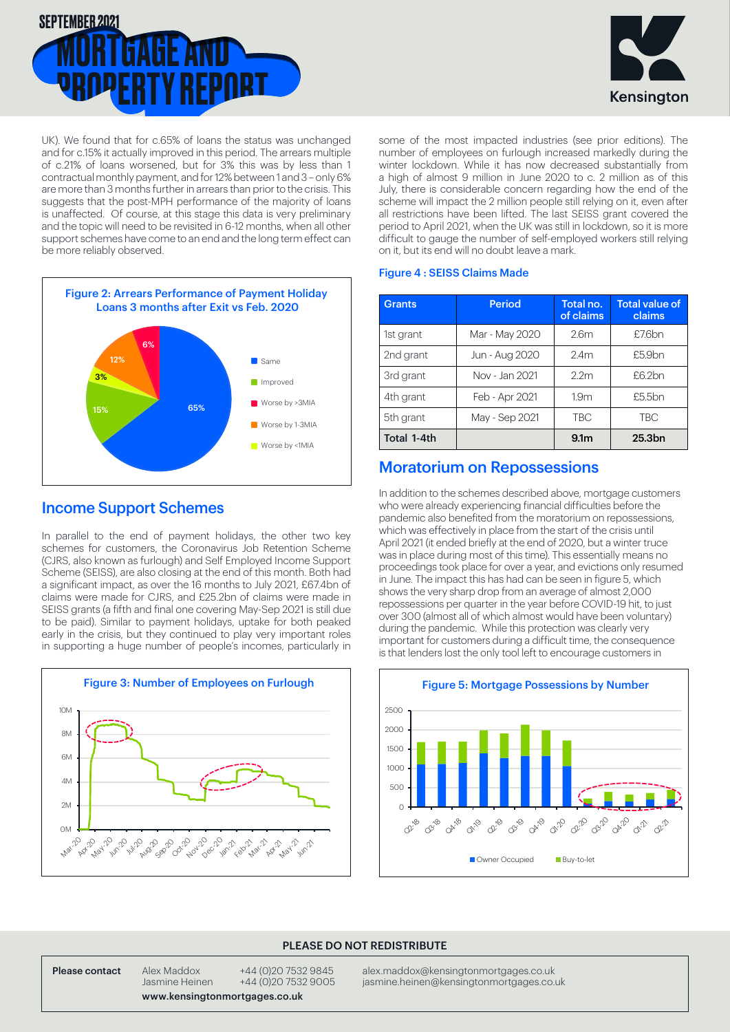UK). We found that for c.65% of loans the status was unchanged and for c.15% it actually improved in this period. The arrears multiple of c.21% of loans worsened, but for 3% this was by less than 1 contractual monthly payment, and for 12% between 1 and 3 – only 6% are more than 3 months further in arrears than prior to the crisis. This suggests that the post-MPH performance of the majority of loans is unaffected. Of course, at this stage this data is very preliminary and the topic will need to be revisited in 6-12 months, when all other support schemes have come to an end and the long term effect can be more reliably observed.

**Figure 2: Arrears Performance of Payment Holiday Loans 3 months after Exit vs Feb. 2020**

| Status | Share |
|---|---|
| Same | 65% |
| Improved | 15% |
| Worse by >3MIA | 6% |
| Worse by 1-3MIA | 12% |
| Worse by <1MIA | 3% |

## Income Support Schemes

In parallel to the end of payment holidays, the other two key schemes for customers, the Coronavirus Job Retention Scheme (CJRS, also known as furlough) and Self Employed Income Support Scheme (SEISS), are also closing at the end of this month. Both had a significant impact, as over the 16 months to July 2021, £67.4bn of claims were made for CJRS, and £25.2bn of claims were made in SEISS grants (a fifth and final one covering May-Sep 2021 is still due to be paid). Similar to payment holidays, uptake for both peaked early in the crisis, but they continued to play very important roles in supporting a huge number of people's incomes, particularly in some of the most impacted industries (see prior editions). The number of employees on furlough increased markedly during the winter lockdown. While it has now decreased substantially from a high of almost 9 million in June 2020 to c. 2 million as of this July, there is considerable concern regarding how the end of the scheme will impact the 2 million people still relying on it, even after all restrictions have been lifted. The last SEISS grant covered the period to April 2021, when the UK was still in lockdown, so it is more difficult to gauge the number of self-employed workers still relying on it, but its end will no doubt leave a mark.

**Figure 3: Number of Employees on Furlough**

**Figure 4 : SEISS Claims Made**

| Grants | Period | Total no. of claims | Total value of claims |
|---|---|---|---|
| 1st grant | Mar - May 2020 | 2.6m | £7.6bn |
| 2nd grant | Jun - Aug 2020 | 2.4m | £5.9bn |
| 3rd grant | Nov - Jan 2021 | 2.2m | £6.2bn |
| 4th grant | Feb - Apr 2021 | 1.9m | £5.5bn |
| 5th grant | May - Sep 2021 | TBC | TBC |
| **Total 1-4th** | | **9.1m** | **25.3bn** |

## Moratorium on Repossessions

In addition to the schemes described above, mortgage customers who were already experiencing financial difficulties before the pandemic also benefited from the moratorium on repossessions, which was effectively in place from the start of the crisis until April 2021 (it ended briefly at the end of 2020, but a winter truce was in place during most of this time). This essentially means no proceedings took place for over a year, and evictions only resumed in June. The impact this has had can be seen in figure 5, which shows the very sharp drop from an average of almost 2,000 repossessions per quarter in the year before COVID-19 hit, to just over 300 (almost all of which almost would have been voluntary) during the pandemic. While this protection was clearly very important for customers during a difficult time, the consequence is that lenders lost the only tool left to encourage customers in

**Figure 5: Mortgage Possessions by Number**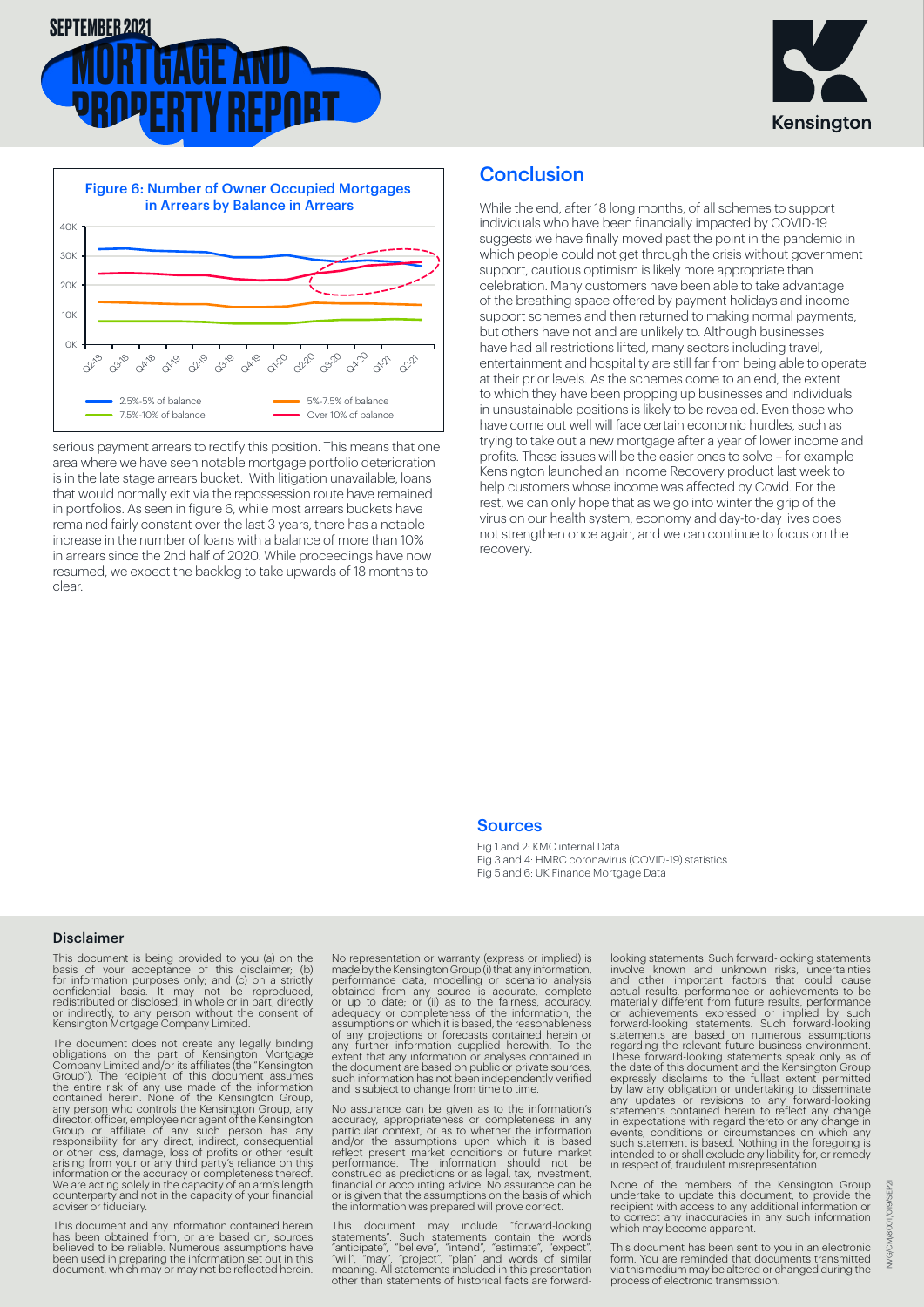**Figure 6: Number of Owner Occupied Mortgages in Arrears by Balance in Arrears**

40K
30K
20K
10K
0K

Q2-18 Q3-18 Q4-18 Q1-19 Q2-19 Q3-19 Q4-19 Q1-20 Q2-20 Q3-20 Q4-20 Q1-21 Q2-21

2.5%-5% of balance
5%-7.5% of balance
7.5%-10% of balance
Over 10% of balance

serious payment arrears to rectify this position. This means that one area where we have seen notable mortgage portfolio deterioration is in the late stage arrears bucket. With litigation unavailable, loans that would normally exit via the repossession route have remained in portfolios. As seen in figure 6, while most arrears buckets have remained fairly constant over the last 3 years, there has a notable increase in the number of loans with a balance of more than 10% in arrears since the 2nd half of 2020. While proceedings have now resumed, we expect the backlog to take upwards of 18 months to clear.

## Conclusion

While the end, after 18 long months, of all schemes to support individuals who have been financially impacted by COVID-19 suggests we have finally moved past the point in the pandemic in which people could not get through the crisis without government support, cautious optimism is likely more appropriate than celebration. Many customers have been able to take advantage of the breathing space offered by payment holidays and income support schemes and then returned to making normal payments, but others have not and are unlikely to. Although businesses have had all restrictions lifted, many sectors including travel, entertainment and hospitality are still far from being able to operate at their prior levels. As the schemes come to an end, the extent to which they have been propping up businesses and individuals in unsustainable positions is likely to be revealed. Even those who have come out well will face certain economic hurdles, such as trying to take out a new mortgage after a year of lower income and profits. These issues will be the easier ones to solve – for example Kensington launched an Income Recovery product last week to help customers whose income was affected by Covid. For the rest, we can only hope that as we go into winter the grip of the virus on our health system, economy and day-to-day lives does not strengthen once again, and we can continue to focus on the recovery.

## Sources

Fig 1 and 2: KMC internal Data
Fig 3 and 4: HMRC coronavirus (COVID-19) statistics
Fig 5 and 6: UK Finance Mortgage Data

### Disclaimer

This document is being provided to you (a) on the basis of your acceptance of this disclaimer; (b) for information purposes only; and (c) on a strictly confidential basis. It may not be reproduced, redistributed or disclosed, in whole or in part, directly or indirectly, to any person without the consent of Kensington Mortgage Company Limited.

The document does not create any legally binding obligations on the part of Kensington Mortgage Company Limited and/or its affiliates (the "Kensington Group"). The recipient of this document assumes the entire risk of any use made of the information contained herein. None of the Kensington Group, any person who controls the Kensington Group, any director, officer, employee nor agent of the Kensington Group or affiliate of any such person has any responsibility for any direct, indirect, consequential or other loss, damage, loss of profits or other result arising from your or any third party's reliance on this information or the accuracy or completeness thereof. We are acting solely in the capacity of an arm's length counterparty and not in the capacity of your financial adviser or fiduciary.

This document and any information contained herein has been obtained from, or are based on, sources believed to be reliable. Numerous assumptions have been used in preparing the information set out in this document, which may or may not be reflected herein.

No representation or warranty (express or implied) is made by the Kensington Group (i) that any information, performance data, modelling or scenario analysis obtained from any source is accurate, complete or up to date; or (ii) as to the fairness, accuracy, adequacy or completeness of the information, the assumptions on which it is based, the reasonableness of any projections or forecasts contained herein or any further information supplied herewith. To the extent that any information or analyses contained in the document are based on public or private sources, such information has not been independently verified and is subject to change from time to time.

No assurance can be given as to the information's accuracy, appropriateness or completeness in any particular context, or as to whether the information and/or the assumptions upon which it is based reflect present market conditions or future market performance. The information should not be construed as predictions or as legal, tax, investment, financial or accounting advice. No assurance can be or is given that the assumptions on the basis of which the information was prepared will prove correct.

This document may include "forward-looking statements". Such statements contain the words "anticipate", "believe", "intend", "estimate", "expect", "will", "may", "project", "plan" and words of similar meaning. All statements included in this presentation other than statements of historical facts are forward-looking statements. Such forward-looking statements involve known and unknown risks, uncertainties and other important factors that could cause actual results, performance or achievements to be materially different from future results, performance or achievements expressed or implied by such forward-looking statements. Such forward-looking statements are based on numerous assumptions regarding the relevant future business environment. These forward-looking statements speak only as of the date of this document and the Kensington Group expressly disclaims to the fullest extent permitted by law any obligation or undertaking to disseminate any updates or revisions to any forward-looking statements contained herein to reflect any change in expectations with regard thereto or any change in events, conditions or circumstances on which any such statement is based. Nothing in the foregoing is intended to or shall exclude any liability for, or remedy in respect of, fraudulent misrepresentation.

None of the members of the Kensington Group undertake to update this document, to provide the recipient with access to any additional information or to correct any inaccuracies in any such information which may become apparent.

This document has been sent to you in an electronic form. You are reminded that documents transmitted via this medium may be altered or changed during the process of electronic transmission.

NV/C/CM/B/001/019/SEP21